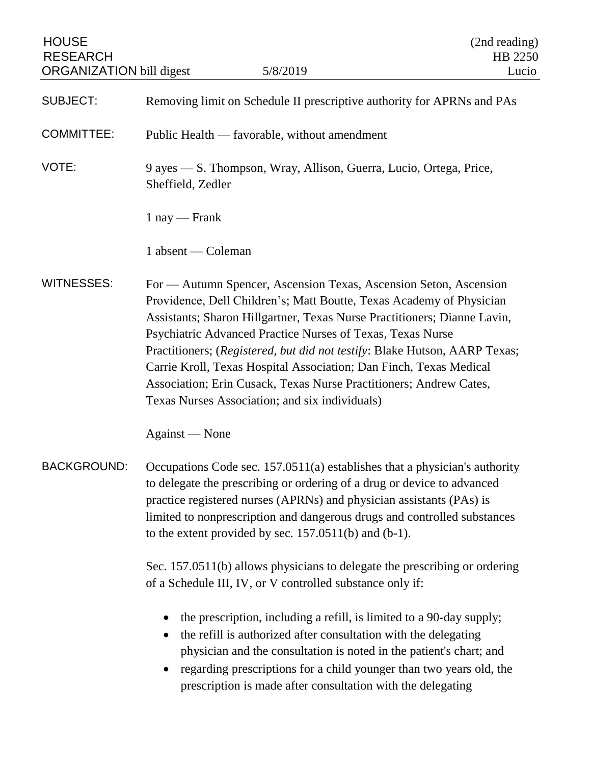HOUSE RESEARCH ORGANIZATION bill digest — 5/8/2019 — (2nd reading) HB 2250 — Lucio

**SUBJECT:** Removing limit on Schedule II prescriptive authority for APRNs and PAs

**COMMITTEE:** Public Health — favorable, without amendment

**VOTE:** 9 ayes — S. Thompson, Wray, Allison, Guerra, Lucio, Ortega, Price, Sheffield, Zedler

1 nay — Frank

1 absent — Coleman

**WITNESSES:** For — Autumn Spencer, Ascension Texas, Ascension Seton, Ascension Providence, Dell Children's; Matt Boutte, Texas Academy of Physician Assistants; Sharon Hillgartner, Texas Nurse Practitioners; Dianne Lavin, Psychiatric Advanced Practice Nurses of Texas, Texas Nurse Practitioners; (*Registered, but did not testify*: Blake Hutson, AARP Texas; Carrie Kroll, Texas Hospital Association; Dan Finch, Texas Medical Association; Erin Cusack, Texas Nurse Practitioners; Andrew Cates, Texas Nurses Association; and six individuals)

Against — None

**BACKGROUND:** Occupations Code sec. 157.0511(a) establishes that a physician's authority to delegate the prescribing or ordering of a drug or device to advanced practice registered nurses (APRNs) and physician assistants (PAs) is limited to nonprescription and dangerous drugs and controlled substances to the extent provided by sec. 157.0511(b) and (b-1).

Sec. 157.0511(b) allows physicians to delegate the prescribing or ordering of a Schedule III, IV, or V controlled substance only if:

- the prescription, including a refill, is limited to a 90-day supply;
- the refill is authorized after consultation with the delegating physician and the consultation is noted in the patient's chart; and
- regarding prescriptions for a child younger than two years old, the prescription is made after consultation with the delegating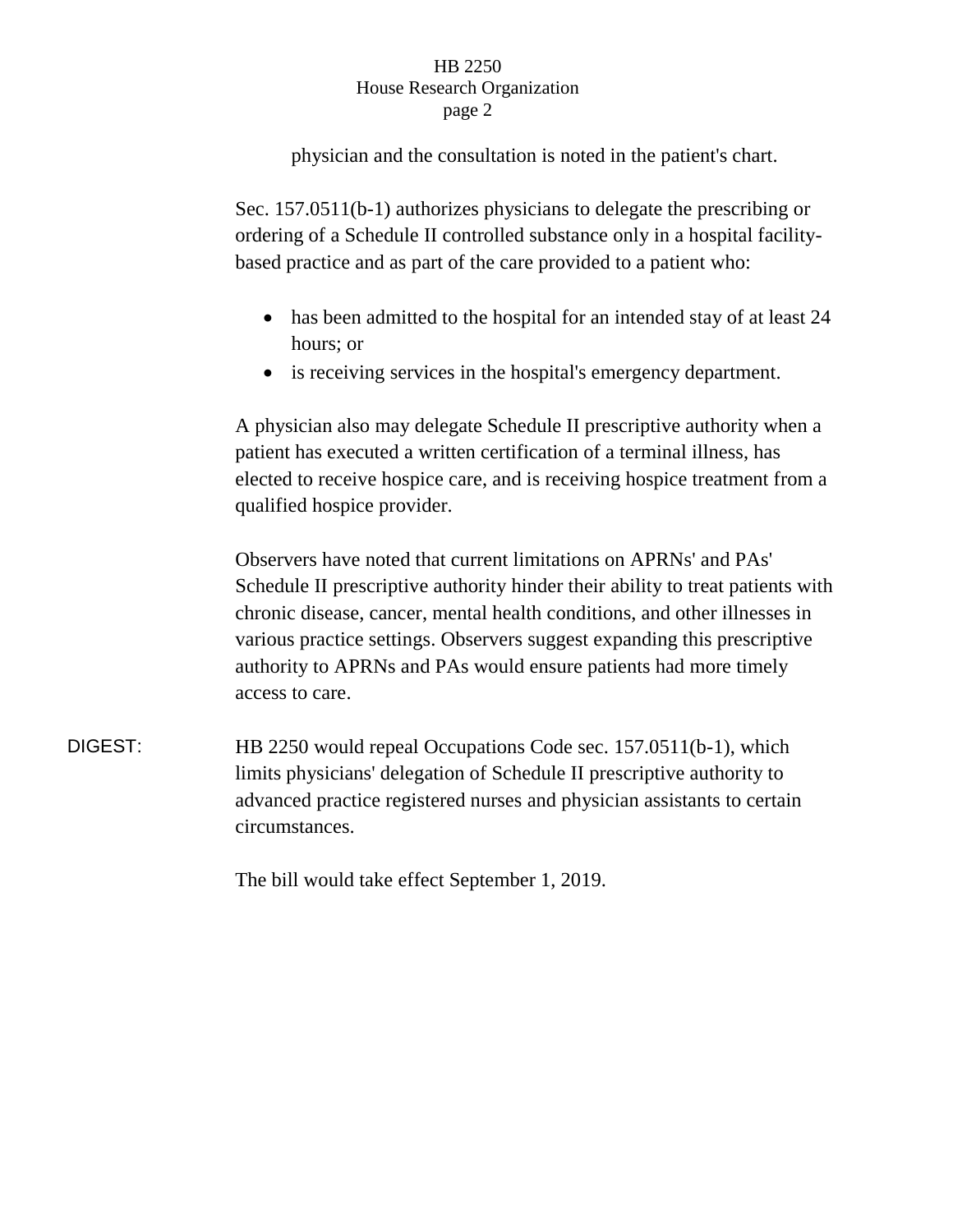physician and the consultation is noted in the patient's chart.

Sec. 157.0511(b-1) authorizes physicians to delegate the prescribing or ordering of a Schedule II controlled substance only in a hospital facility-based practice and as part of the care provided to a patient who:

- has been admitted to the hospital for an intended stay of at least 24 hours; or
- is receiving services in the hospital's emergency department.

A physician also may delegate Schedule II prescriptive authority when a patient has executed a written certification of a terminal illness, has elected to receive hospice care, and is receiving hospice treatment from a qualified hospice provider.

Observers have noted that current limitations on APRNs' and PAs' Schedule II prescriptive authority hinder their ability to treat patients with chronic disease, cancer, mental health conditions, and other illnesses in various practice settings. Observers suggest expanding this prescriptive authority to APRNs and PAs would ensure patients had more timely access to care.

DIGEST: HB 2250 would repeal Occupations Code sec. 157.0511(b-1), which limits physicians' delegation of Schedule II prescriptive authority to advanced practice registered nurses and physician assistants to certain circumstances.

The bill would take effect September 1, 2019.